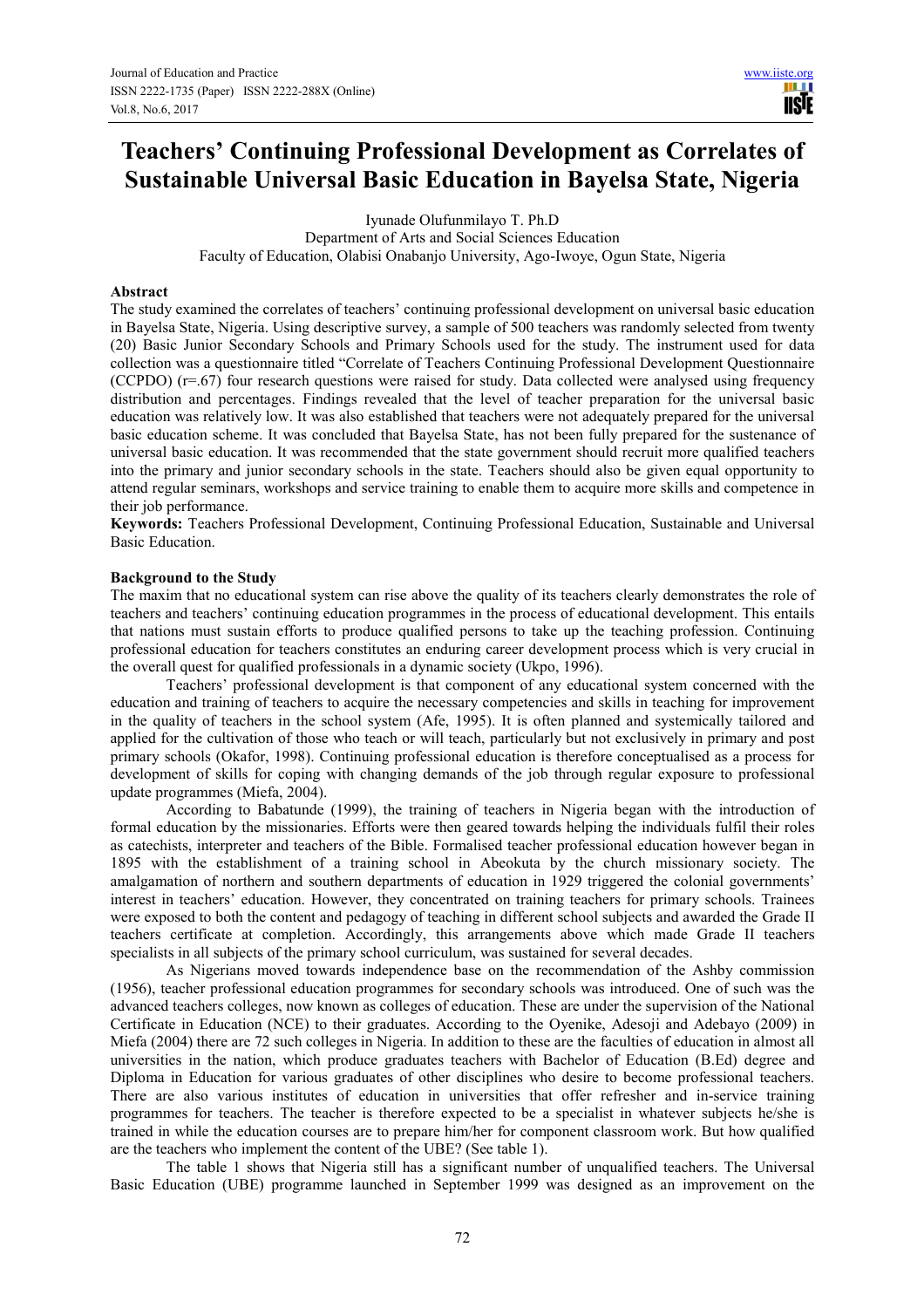# Teachers' Continuing Professional Development as Correlates of Sustainable Universal Basic Education in Bayelsa State, Nigeria

Iyunade Olufunmilayo T. Ph.D
Department of Arts and Social Sciences Education
Faculty of Education, Olabisi Onabanjo University, Ago-Iwoye, Ogun State, Nigeria

## Abstract

The study examined the correlates of teachers' continuing professional development on universal basic education in Bayelsa State, Nigeria. Using descriptive survey, a sample of 500 teachers was randomly selected from twenty (20) Basic Junior Secondary Schools and Primary Schools used for the study. The instrument used for data collection was a questionnaire titled "Correlate of Teachers Continuing Professional Development Questionnaire (CCPDO) (r=.67) four research questions were raised for study. Data collected were analysed using frequency distribution and percentages. Findings revealed that the level of teacher preparation for the universal basic education was relatively low. It was also established that teachers were not adequately prepared for the universal basic education scheme. It was concluded that Bayelsa State, has not been fully prepared for the sustenance of universal basic education. It was recommended that the state government should recruit more qualified teachers into the primary and junior secondary schools in the state. Teachers should also be given equal opportunity to attend regular seminars, workshops and service training to enable them to acquire more skills and competence in their job performance.

**Keywords:** Teachers Professional Development, Continuing Professional Education, Sustainable and Universal Basic Education.

## Background to the Study

The maxim that no educational system can rise above the quality of its teachers clearly demonstrates the role of teachers and teachers' continuing education programmes in the process of educational development. This entails that nations must sustain efforts to produce qualified persons to take up the teaching profession. Continuing professional education for teachers constitutes an enduring career development process which is very crucial in the overall quest for qualified professionals in a dynamic society (Ukpo, 1996).

Teachers' professional development is that component of any educational system concerned with the education and training of teachers to acquire the necessary competencies and skills in teaching for improvement in the quality of teachers in the school system (Afe, 1995). It is often planned and systemically tailored and applied for the cultivation of those who teach or will teach, particularly but not exclusively in primary and post primary schools (Okafor, 1998). Continuing professional education is therefore conceptualised as a process for development of skills for coping with changing demands of the job through regular exposure to professional update programmes (Miefa, 2004).

According to Babatunde (1999), the training of teachers in Nigeria began with the introduction of formal education by the missionaries. Efforts were then geared towards helping the individuals fulfil their roles as catechists, interpreter and teachers of the Bible. Formalised teacher professional education however began in 1895 with the establishment of a training school in Abeokuta by the church missionary society. The amalgamation of northern and southern departments of education in 1929 triggered the colonial governments' interest in teachers' education. However, they concentrated on training teachers for primary schools. Trainees were exposed to both the content and pedagogy of teaching in different school subjects and awarded the Grade II teachers certificate at completion. Accordingly, this arrangements above which made Grade II teachers specialists in all subjects of the primary school curriculum, was sustained for several decades.

As Nigerians moved towards independence base on the recommendation of the Ashby commission (1956), teacher professional education programmes for secondary schools was introduced. One of such was the advanced teachers colleges, now known as colleges of education. These are under the supervision of the National Certificate in Education (NCE) to their graduates. According to the Oyenike, Adesoji and Adebayo (2009) in Miefa (2004) there are 72 such colleges in Nigeria. In addition to these are the faculties of education in almost all universities in the nation, which produce graduates teachers with Bachelor of Education (B.Ed) degree and Diploma in Education for various graduates of other disciplines who desire to become professional teachers. There are also various institutes of education in universities that offer refresher and in-service training programmes for teachers. The teacher is therefore expected to be a specialist in whatever subjects he/she is trained in while the education courses are to prepare him/her for component classroom work. But how qualified are the teachers who implement the content of the UBE? (See table 1).

The table 1 shows that Nigeria still has a significant number of unqualified teachers. The Universal Basic Education (UBE) programme launched in September 1999 was designed as an improvement on the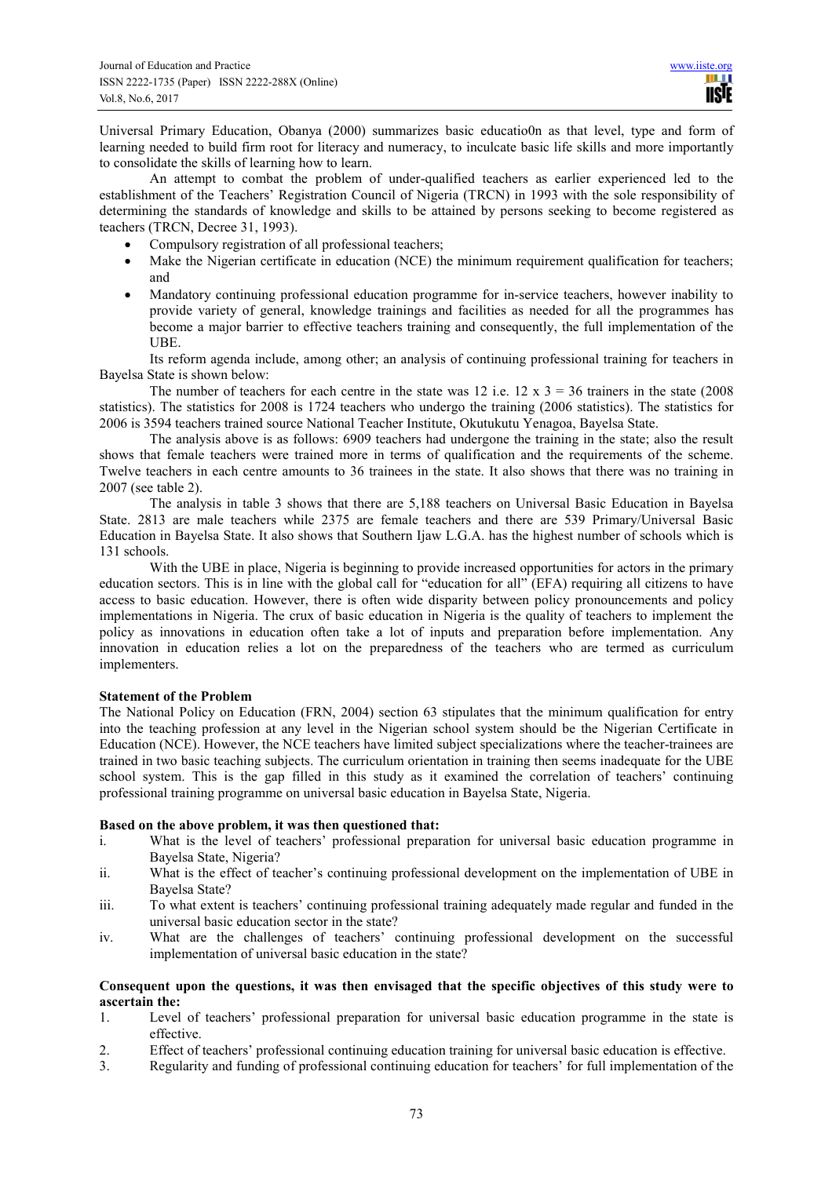Universal Primary Education, Obanya (2000) summarizes basic educatio0n as that level, type and form of learning needed to build firm root for literacy and numeracy, to inculcate basic life skills and more importantly to consolidate the skills of learning how to learn.

An attempt to combat the problem of under-qualified teachers as earlier experienced led to the establishment of the Teachers' Registration Council of Nigeria (TRCN) in 1993 with the sole responsibility of determining the standards of knowledge and skills to be attained by persons seeking to become registered as teachers (TRCN, Decree 31, 1993).

- Compulsory registration of all professional teachers;
- Make the Nigerian certificate in education (NCE) the minimum requirement qualification for teachers; and
- Mandatory continuing professional education programme for in-service teachers, however inability to provide variety of general, knowledge trainings and facilities as needed for all the programmes has become a major barrier to effective teachers training and consequently, the full implementation of the UBE.

Its reform agenda include, among other; an analysis of continuing professional training for teachers in Bayelsa State is shown below:

The number of teachers for each centre in the state was 12 i.e. 12 x 3 = 36 trainers in the state (2008 statistics). The statistics for 2008 is 1724 teachers who undergo the training (2006 statistics). The statistics for 2006 is 3594 teachers trained source National Teacher Institute, Okutukutu Yenagoa, Bayelsa State.

The analysis above is as follows: 6909 teachers had undergone the training in the state; also the result shows that female teachers were trained more in terms of qualification and the requirements of the scheme. Twelve teachers in each centre amounts to 36 trainees in the state. It also shows that there was no training in 2007 (see table 2).

The analysis in table 3 shows that there are 5,188 teachers on Universal Basic Education in Bayelsa State. 2813 are male teachers while 2375 are female teachers and there are 539 Primary/Universal Basic Education in Bayelsa State. It also shows that Southern Ijaw L.G.A. has the highest number of schools which is 131 schools.

With the UBE in place, Nigeria is beginning to provide increased opportunities for actors in the primary education sectors. This is in line with the global call for "education for all" (EFA) requiring all citizens to have access to basic education. However, there is often wide disparity between policy pronouncements and policy implementations in Nigeria. The crux of basic education in Nigeria is the quality of teachers to implement the policy as innovations in education often take a lot of inputs and preparation before implementation. Any innovation in education relies a lot on the preparedness of the teachers who are termed as curriculum implementers.

**Statement of the Problem**

The National Policy on Education (FRN, 2004) section 63 stipulates that the minimum qualification for entry into the teaching profession at any level in the Nigerian school system should be the Nigerian Certificate in Education (NCE). However, the NCE teachers have limited subject specializations where the teacher-trainees are trained in two basic teaching subjects. The curriculum orientation in training then seems inadequate for the UBE school system. This is the gap filled in this study as it examined the correlation of teachers' continuing professional training programme on universal basic education in Bayelsa State, Nigeria.

**Based on the above problem, it was then questioned that:**

i. What is the level of teachers' professional preparation for universal basic education programme in Bayelsa State, Nigeria?
ii. What is the effect of teacher's continuing professional development on the implementation of UBE in Bayelsa State?
iii. To what extent is teachers' continuing professional training adequately made regular and funded in the universal basic education sector in the state?
iv. What are the challenges of teachers' continuing professional development on the successful implementation of universal basic education in the state?

**Consequent upon the questions, it was then envisaged that the specific objectives of this study were to ascertain the:**

1. Level of teachers' professional preparation for universal basic education programme in the state is effective.
2. Effect of teachers' professional continuing education training for universal basic education is effective.
3. Regularity and funding of professional continuing education for teachers' for full implementation of the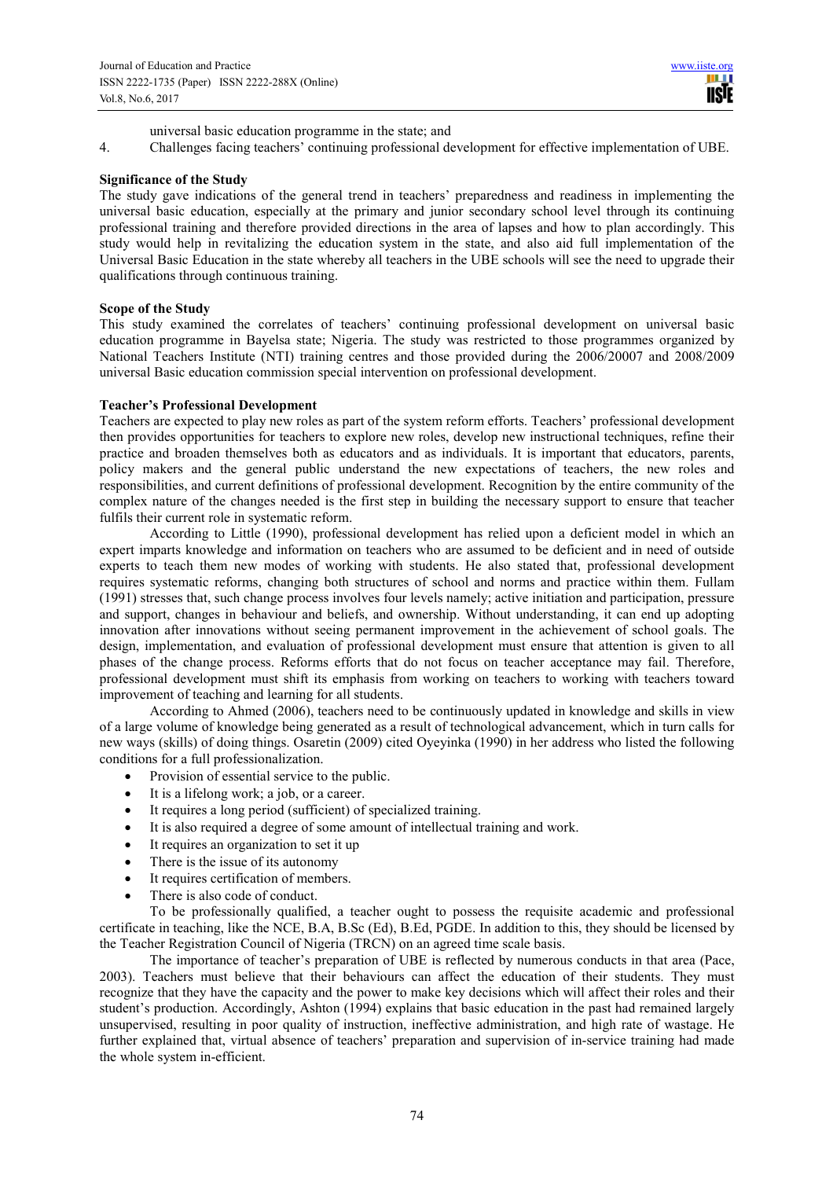universal basic education programme in the state; and

4. Challenges facing teachers' continuing professional development for effective implementation of UBE.

**Significance of the Study**

The study gave indications of the general trend in teachers' preparedness and readiness in implementing the universal basic education, especially at the primary and junior secondary school level through its continuing professional training and therefore provided directions in the area of lapses and how to plan accordingly. This study would help in revitalizing the education system in the state, and also aid full implementation of the Universal Basic Education in the state whereby all teachers in the UBE schools will see the need to upgrade their qualifications through continuous training.

**Scope of the Study**

This study examined the correlates of teachers' continuing professional development on universal basic education programme in Bayelsa state; Nigeria. The study was restricted to those programmes organized by National Teachers Institute (NTI) training centres and those provided during the 2006/20007 and 2008/2009 universal Basic education commission special intervention on professional development.

**Teacher's Professional Development**

Teachers are expected to play new roles as part of the system reform efforts. Teachers' professional development then provides opportunities for teachers to explore new roles, develop new instructional techniques, refine their practice and broaden themselves both as educators and as individuals. It is important that educators, parents, policy makers and the general public understand the new expectations of teachers, the new roles and responsibilities, and current definitions of professional development. Recognition by the entire community of the complex nature of the changes needed is the first step in building the necessary support to ensure that teacher fulfils their current role in systematic reform.

According to Little (1990), professional development has relied upon a deficient model in which an expert imparts knowledge and information on teachers who are assumed to be deficient and in need of outside experts to teach them new modes of working with students. He also stated that, professional development requires systematic reforms, changing both structures of school and norms and practice within them. Fullam (1991) stresses that, such change process involves four levels namely; active initiation and participation, pressure and support, changes in behaviour and beliefs, and ownership. Without understanding, it can end up adopting innovation after innovations without seeing permanent improvement in the achievement of school goals. The design, implementation, and evaluation of professional development must ensure that attention is given to all phases of the change process. Reforms efforts that do not focus on teacher acceptance may fail. Therefore, professional development must shift its emphasis from working on teachers to working with teachers toward improvement of teaching and learning for all students.

According to Ahmed (2006), teachers need to be continuously updated in knowledge and skills in view of a large volume of knowledge being generated as a result of technological advancement, which in turn calls for new ways (skills) of doing things. Osaretin (2009) cited Oyeyinka (1990) in her address who listed the following conditions for a full professionalization.

- Provision of essential service to the public.
- It is a lifelong work; a job, or a career.
- It requires a long period (sufficient) of specialized training.
- It is also required a degree of some amount of intellectual training and work.
- It requires an organization to set it up
- There is the issue of its autonomy
- It requires certification of members.
- There is also code of conduct.

To be professionally qualified, a teacher ought to possess the requisite academic and professional certificate in teaching, like the NCE, B.A, B.Sc (Ed), B.Ed, PGDE. In addition to this, they should be licensed by the Teacher Registration Council of Nigeria (TRCN) on an agreed time scale basis.

The importance of teacher's preparation of UBE is reflected by numerous conducts in that area (Pace, 2003). Teachers must believe that their behaviours can affect the education of their students. They must recognize that they have the capacity and the power to make key decisions which will affect their roles and their student's production. Accordingly, Ashton (1994) explains that basic education in the past had remained largely unsupervised, resulting in poor quality of instruction, ineffective administration, and high rate of wastage. He further explained that, virtual absence of teachers' preparation and supervision of in-service training had made the whole system in-efficient.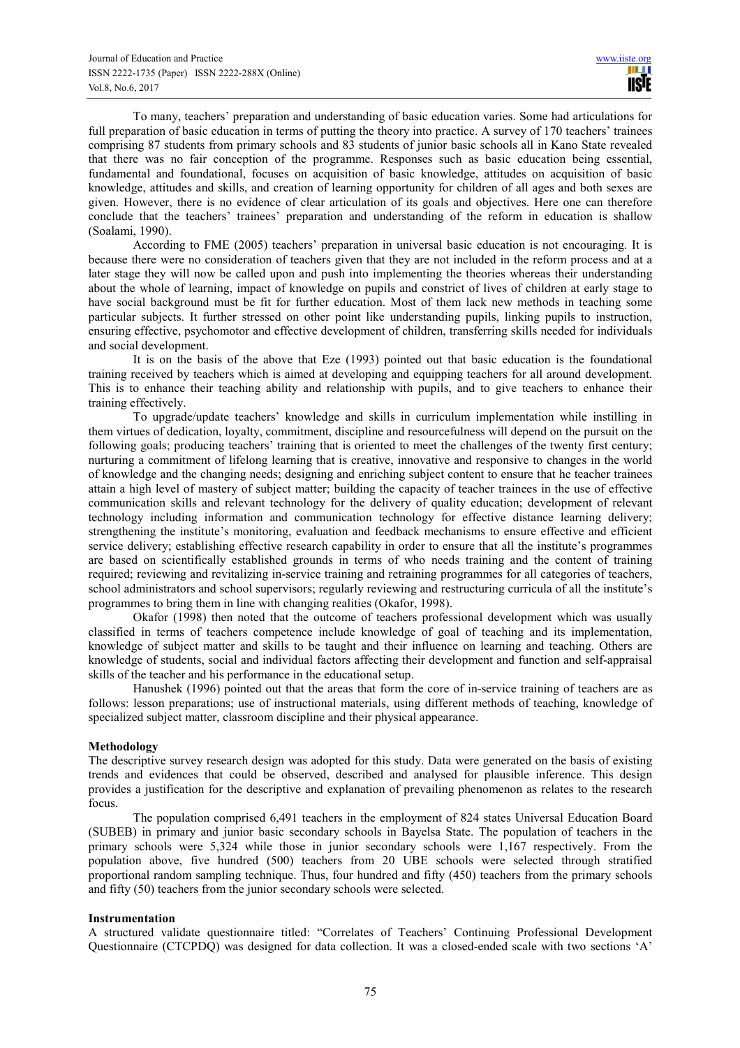To many, teachers' preparation and understanding of basic education varies. Some had articulations for full preparation of basic education in terms of putting the theory into practice. A survey of 170 teachers' trainees comprising 87 students from primary schools and 83 students of junior basic schools all in Kano State revealed that there was no fair conception of the programme. Responses such as basic education being essential, fundamental and foundational, focuses on acquisition of basic knowledge, attitudes on acquisition of basic knowledge, attitudes and skills, and creation of learning opportunity for children of all ages and both sexes are given. However, there is no evidence of clear articulation of its goals and objectives. Here one can therefore conclude that the teachers' trainees' preparation and understanding of the reform in education is shallow (Soalami, 1990).

According to FME (2005) teachers' preparation in universal basic education is not encouraging. It is because there were no consideration of teachers given that they are not included in the reform process and at a later stage they will now be called upon and push into implementing the theories whereas their understanding about the whole of learning, impact of knowledge on pupils and constrict of lives of children at early stage to have social background must be fit for further education. Most of them lack new methods in teaching some particular subjects. It further stressed on other point like understanding pupils, linking pupils to instruction, ensuring effective, psychomotor and effective development of children, transferring skills needed for individuals and social development.

It is on the basis of the above that Eze (1993) pointed out that basic education is the foundational training received by teachers which is aimed at developing and equipping teachers for all around development. This is to enhance their teaching ability and relationship with pupils, and to give teachers to enhance their training effectively.

To upgrade/update teachers' knowledge and skills in curriculum implementation while instilling in them virtues of dedication, loyalty, commitment, discipline and resourcefulness will depend on the pursuit on the following goals; producing teachers' training that is oriented to meet the challenges of the twenty first century; nurturing a commitment of lifelong learning that is creative, innovative and responsive to changes in the world of knowledge and the changing needs; designing and enriching subject content to ensure that he teacher trainees attain a high level of mastery of subject matter; building the capacity of teacher trainees in the use of effective communication skills and relevant technology for the delivery of quality education; development of relevant technology including information and communication technology for effective distance learning delivery; strengthening the institute's monitoring, evaluation and feedback mechanisms to ensure effective and efficient service delivery; establishing effective research capability in order to ensure that all the institute's programmes are based on scientifically established grounds in terms of who needs training and the content of training required; reviewing and revitalizing in-service training and retraining programmes for all categories of teachers, school administrators and school supervisors; regularly reviewing and restructuring curricula of all the institute's programmes to bring them in line with changing realities (Okafor, 1998).

Okafor (1998) then noted that the outcome of teachers professional development which was usually classified in terms of teachers competence include knowledge of goal of teaching and its implementation, knowledge of subject matter and skills to be taught and their influence on learning and teaching. Others are knowledge of students, social and individual factors affecting their development and function and self-appraisal skills of the teacher and his performance in the educational setup.

Hanushek (1996) pointed out that the areas that form the core of in-service training of teachers are as follows: lesson preparations; use of instructional materials, using different methods of teaching, knowledge of specialized subject matter, classroom discipline and their physical appearance.

## Methodology

The descriptive survey research design was adopted for this study. Data were generated on the basis of existing trends and evidences that could be observed, described and analysed for plausible inference. This design provides a justification for the descriptive and explanation of prevailing phenomenon as relates to the research focus.

The population comprised 6,491 teachers in the employment of 824 states Universal Education Board (SUBEB) in primary and junior basic secondary schools in Bayelsa State. The population of teachers in the primary schools were 5,324 while those in junior secondary schools were 1,167 respectively. From the population above, five hundred (500) teachers from 20 UBE schools were selected through stratified proportional random sampling technique. Thus, four hundred and fifty (450) teachers from the primary schools and fifty (50) teachers from the junior secondary schools were selected.

## Instrumentation

A structured validate questionnaire titled: "Correlates of Teachers' Continuing Professional Development Questionnaire (CTCPDQ) was designed for data collection. It was a closed-ended scale with two sections 'A'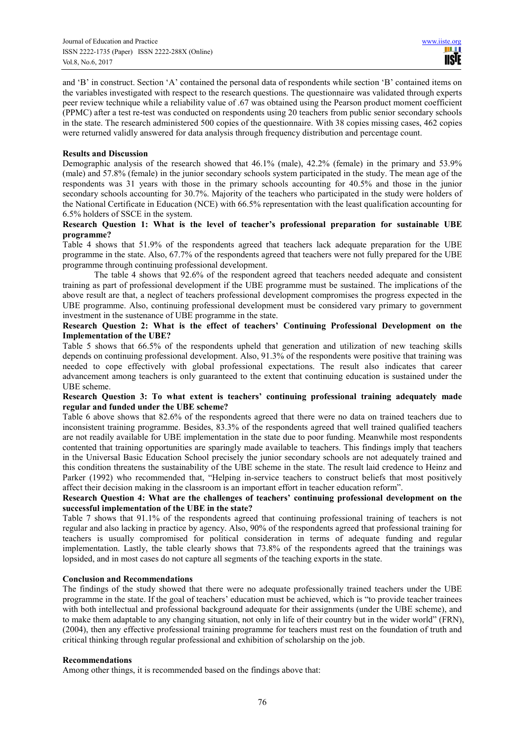and 'B' in construct. Section 'A' contained the personal data of respondents while section 'B' contained items on the variables investigated with respect to the research questions. The questionnaire was validated through experts peer review technique while a reliability value of .67 was obtained using the Pearson product moment coefficient (PPMC) after a test re-test was conducted on respondents using 20 teachers from public senior secondary schools in the state. The research administered 500 copies of the questionnaire. With 38 copies missing cases, 462 copies were returned validly answered for data analysis through frequency distribution and percentage count.

**Results and Discussion**

Demographic analysis of the research showed that 46.1% (male), 42.2% (female) in the primary and 53.9% (male) and 57.8% (female) in the junior secondary schools system participated in the study. The mean age of the respondents was 31 years with those in the primary schools accounting for 40.5% and those in the junior secondary schools accounting for 30.7%. Majority of the teachers who participated in the study were holders of the National Certificate in Education (NCE) with 66.5% representation with the least qualification accounting for 6.5% holders of SSCE in the system.

**Research Question 1: What is the level of teacher's professional preparation for sustainable UBE programme?**

Table 4 shows that 51.9% of the respondents agreed that teachers lack adequate preparation for the UBE programme in the state. Also, 67.7% of the respondents agreed that teachers were not fully prepared for the UBE programme through continuing professional development.

The table 4 shows that 92.6% of the respondent agreed that teachers needed adequate and consistent training as part of professional development if the UBE programme must be sustained. The implications of the above result are that, a neglect of teachers professional development compromises the progress expected in the UBE programme. Also, continuing professional development must be considered vary primary to government investment in the sustenance of UBE programme in the state.

**Research Question 2: What is the effect of teachers' Continuing Professional Development on the Implementation of the UBE?**

Table 5 shows that 66.5% of the respondents upheld that generation and utilization of new teaching skills depends on continuing professional development. Also, 91.3% of the respondents were positive that training was needed to cope effectively with global professional expectations. The result also indicates that career advancement among teachers is only guaranteed to the extent that continuing education is sustained under the UBE scheme.

**Research Question 3: To what extent is teachers' continuing professional training adequately made regular and funded under the UBE scheme?**

Table 6 above shows that 82.6% of the respondents agreed that there were no data on trained teachers due to inconsistent training programme. Besides, 83.3% of the respondents agreed that well trained qualified teachers are not readily available for UBE implementation in the state due to poor funding. Meanwhile most respondents contented that training opportunities are sparingly made available to teachers. This findings imply that teachers in the Universal Basic Education School precisely the junior secondary schools are not adequately trained and this condition threatens the sustainability of the UBE scheme in the state. The result laid credence to Heinz and Parker (1992) who recommended that, "Helping in-service teachers to construct beliefs that most positively affect their decision making in the classroom is an important effort in teacher education reform".

**Research Question 4: What are the challenges of teachers' continuing professional development on the successful implementation of the UBE in the state?**

Table 7 shows that 91.1% of the respondents agreed that continuing professional training of teachers is not regular and also lacking in practice by agency. Also, 90% of the respondents agreed that professional training for teachers is usually compromised for political consideration in terms of adequate funding and regular implementation. Lastly, the table clearly shows that 73.8% of the respondents agreed that the trainings was lopsided, and in most cases do not capture all segments of the teaching exports in the state.

**Conclusion and Recommendations**

The findings of the study showed that there were no adequate professionally trained teachers under the UBE programme in the state. If the goal of teachers' education must be achieved, which is "to provide teacher trainees with both intellectual and professional background adequate for their assignments (under the UBE scheme), and to make them adaptable to any changing situation, not only in life of their country but in the wider world" (FRN), (2004), then any effective professional training programme for teachers must rest on the foundation of truth and critical thinking through regular professional and exhibition of scholarship on the job.

**Recommendations**

Among other things, it is recommended based on the findings above that: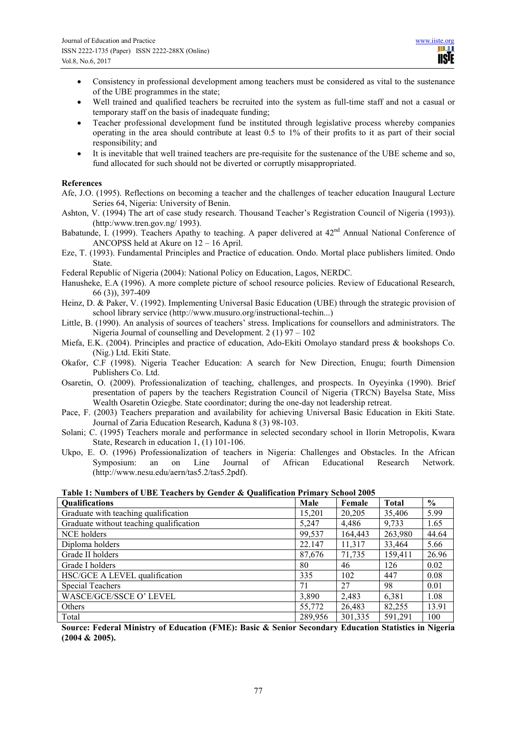- Consistency in professional development among teachers must be considered as vital to the sustenance of the UBE programmes in the state;
- Well trained and qualified teachers be recruited into the system as full-time staff and not a casual or temporary staff on the basis of inadequate funding;
- Teacher professional development fund be instituted through legislative process whereby companies operating in the area should contribute at least 0.5 to 1% of their profits to it as part of their social responsibility; and
- It is inevitable that well trained teachers are pre-requisite for the sustenance of the UBE scheme and so, fund allocated for such should not be diverted or corruptly misappropriated.

**References**

Afe, J.O. (1995). Reflections on becoming a teacher and the challenges of teacher education Inaugural Lecture Series 64, Nigeria: University of Benin.

Ashton, V. (1994) The art of case study research. Thousand Teacher's Registration Council of Nigeria (1993)). (http:/www.tren.gov.ng/ 1993).

Babatunde, I. (1999). Teachers Apathy to teaching. A paper delivered at 42nd Annual National Conference of ANCOPSS held at Akure on 12 – 16 April.

Eze, T. (1993). Fundamental Principles and Practice of education. Ondo. Mortal place publishers limited. Ondo State.

Federal Republic of Nigeria (2004): National Policy on Education, Lagos, NERDC.

Hanusheke, E.A (1996). A more complete picture of school resource policies. Review of Educational Research, 66 (3)), 397-409

Heinz, D. & Paker, V. (1992). Implementing Universal Basic Education (UBE) through the strategic provision of school library service (http://www.musuro.org/instructional-techin...)

Little, B. (1990). An analysis of sources of teachers' stress. Implications for counsellors and administrators. The Nigeria Journal of counselling and Development. 2 (1) 97 – 102

Miefa, E.K. (2004). Principles and practice of education, Ado-Ekiti Omolayo standard press & bookshops Co. (Nig.) Ltd. Ekiti State.

Okafor, C.F (1998). Nigeria Teacher Education: A search for New Direction, Enugu; fourth Dimension Publishers Co. Ltd.

Osaretin, O. (2009). Professionalization of teaching, challenges, and prospects. In Oyeyinka (1990). Brief presentation of papers by the teachers Registration Council of Nigeria (TRCN) Bayelsa State, Miss Wealth Osaretin Oziegbe. State coordinator; during the one-day not leadership retreat.

Pace, F. (2003) Teachers preparation and availability for achieving Universal Basic Education in Ekiti State. Journal of Zaria Education Research, Kaduna 8 (3) 98-103.

Solani; C. (1995) Teachers morale and performance in selected secondary school in Ilorin Metropolis, Kwara State, Research in education 1, (1) 101-106.

Ukpo, E. O. (1996) Professionalization of teachers in Nigeria: Challenges and Obstacles. In the African Symposium: an on Line Journal of African Educational Research Network. (http://www.nesu.edu/aern/tas5.2/tas5.2pdf).

**Table 1: Numbers of UBE Teachers by Gender & Qualification Primary School 2005**

| Qualifications | Male | Female | Total | % |
|---|---|---|---|---|
| Graduate with teaching qualification | 15,201 | 20,205 | 35,406 | 5.99 |
| Graduate without teaching qualification | 5,247 | 4,486 | 9,733 | 1.65 |
| NCE holders | 99,537 | 164,443 | 263,980 | 44.64 |
| Diploma holders | 22.147 | 11,317 | 33,464 | 5.66 |
| Grade II holders | 87,676 | 71,735 | 159,411 | 26.96 |
| Grade I holders | 80 | 46 | 126 | 0.02 |
| HSC/GCE A LEVEL qualification | 335 | 102 | 447 | 0.08 |
| Special Teachers | 71 | 27 | 98 | 0.01 |
| WASCE/GCE/SSCE O' LEVEL | 3,890 | 2,483 | 6,381 | 1.08 |
| Others | 55,772 | 26,483 | 82,255 | 13.91 |
| Total | 289,956 | 301,335 | 591,291 | 100 |

**Source: Federal Ministry of Education (FME): Basic & Senior Secondary Education Statistics in Nigeria (2004 & 2005).**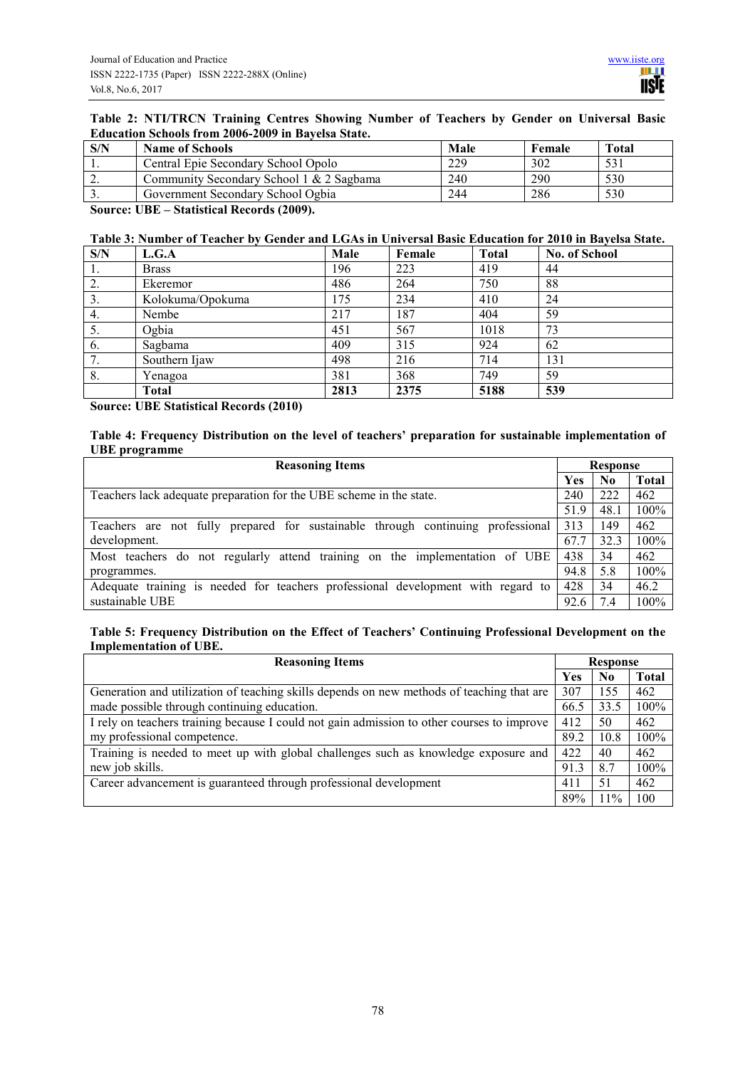**Table 2: NTI/TRCN Training Centres Showing Number of Teachers by Gender on Universal Basic Education Schools from 2006-2009 in Bayelsa State.**

| S/N | Name of Schools | Male | Female | Total |
|---|---|---|---|---|
| 1. | Central Epie Secondary School Opolo | 229 | 302 | 531 |
| 2. | Community Secondary School 1 & 2 Sagbama | 240 | 290 | 530 |
| 3. | Government Secondary School Ogbia | 244 | 286 | 530 |

**Source: UBE – Statistical Records (2009).**

**Table 3: Number of Teacher by Gender and LGAs in Universal Basic Education for 2010 in Bayelsa State.**

| S/N | L.G.A | Male | Female | Total | No. of School |
|---|---|---|---|---|---|
| 1. | Brass | 196 | 223 | 419 | 44 |
| 2. | Ekeremor | 486 | 264 | 750 | 88 |
| 3. | Kolokuma/Opokuma | 175 | 234 | 410 | 24 |
| 4. | Nembe | 217 | 187 | 404 | 59 |
| 5. | Ogbia | 451 | 567 | 1018 | 73 |
| 6. | Sagbama | 409 | 315 | 924 | 62 |
| 7. | Southern Ijaw | 498 | 216 | 714 | 131 |
| 8. | Yenagoa | 381 | 368 | 749 | 59 |
| | **Total** | **2813** | **2375** | **5188** | **539** |

**Source: UBE Statistical Records (2010)**

**Table 4: Frequency Distribution on the level of teachers' preparation for sustainable implementation of UBE programme**

| Reasoning Items | Response | | |
|---|---|---|---|
| | Yes | No | Total |
| Teachers lack adequate preparation for the UBE scheme in the state. | 240 | 222 | 462 |
| | 51.9 | 48.1 | 100% |
| Teachers are not fully prepared for sustainable through continuing professional development. | 313 | 149 | 462 |
| | 67.7 | 32.3 | 100% |
| Most teachers do not regularly attend training on the implementation of UBE programmes. | 438 | 34 | 462 |
| | 94.8 | 5.8 | 100% |
| Adequate training is needed for teachers professional development with regard to sustainable UBE | 428 | 34 | 46.2 |
| | 92.6 | 7.4 | 100% |

**Table 5: Frequency Distribution on the Effect of Teachers' Continuing Professional Development on the Implementation of UBE.**

| Reasoning Items | Response | | |
|---|---|---|---|
| | Yes | No | Total |
| Generation and utilization of teaching skills depends on new methods of teaching that are made possible through continuing education. | 307 | 155 | 462 |
| | 66.5 | 33.5 | 100% |
| I rely on teachers training because I could not gain admission to other courses to improve my professional competence. | 412 | 50 | 462 |
| | 89.2 | 10.8 | 100% |
| Training is needed to meet up with global challenges such as knowledge exposure and new job skills. | 422 | 40 | 462 |
| | 91.3 | 8.7 | 100% |
| Career advancement is guaranteed through professional development | 411 | 51 | 462 |
| | 89% | 11% | 100 |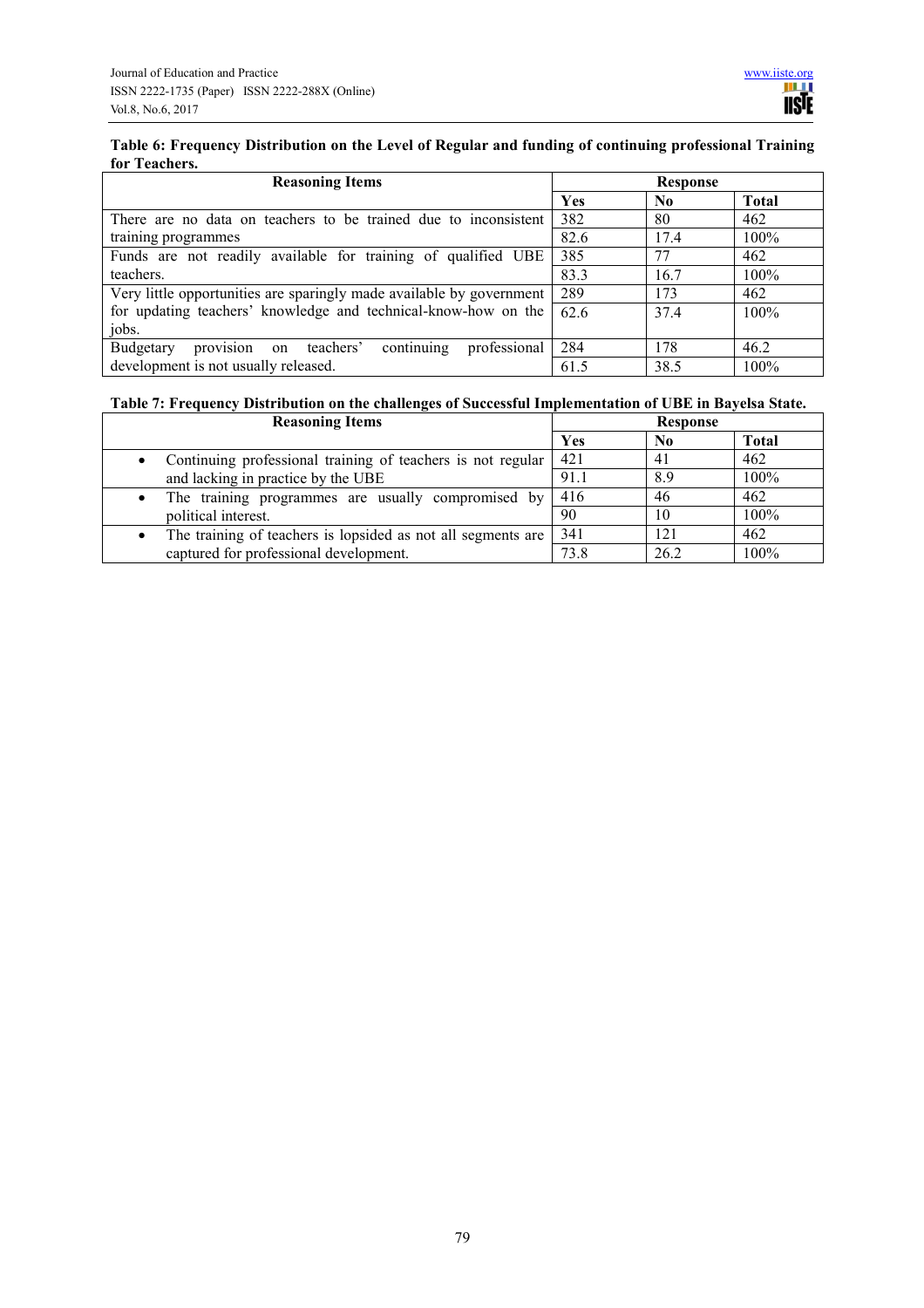**Table 6: Frequency Distribution on the Level of Regular and funding of continuing professional Training for Teachers.**

| Reasoning Items | Response | | |
|---|---|---|---|
| | Yes | No | Total |
| There are no data on teachers to be trained due to inconsistent training programmes | 382 | 80 | 462 |
| | 82.6 | 17.4 | 100% |
| Funds are not readily available for training of qualified UBE teachers. | 385 | 77 | 462 |
| | 83.3 | 16.7 | 100% |
| Very little opportunities are sparingly made available by government for updating teachers' knowledge and technical-know-how on the jobs. | 289 | 173 | 462 |
| | 62.6 | 37.4 | 100% |
| Budgetary provision on teachers' continuing professional development is not usually released. | 284 | 178 | 46.2 |
| | 61.5 | 38.5 | 100% |

**Table 7: Frequency Distribution on the challenges of Successful Implementation of UBE in Bayelsa State.**

| Reasoning Items | Response | | |
|---|---|---|---|
| | Yes | No | Total |
| • Continuing professional training of teachers is not regular and lacking in practice by the UBE | 421 | 41 | 462 |
| | 91.1 | 8.9 | 100% |
| • The training programmes are usually compromised by political interest. | 416 | 46 | 462 |
| | 90 | 10 | 100% |
| • The training of teachers is lopsided as not all segments are captured for professional development. | 341 | 121 | 462 |
| | 73.8 | 26.2 | 100% |